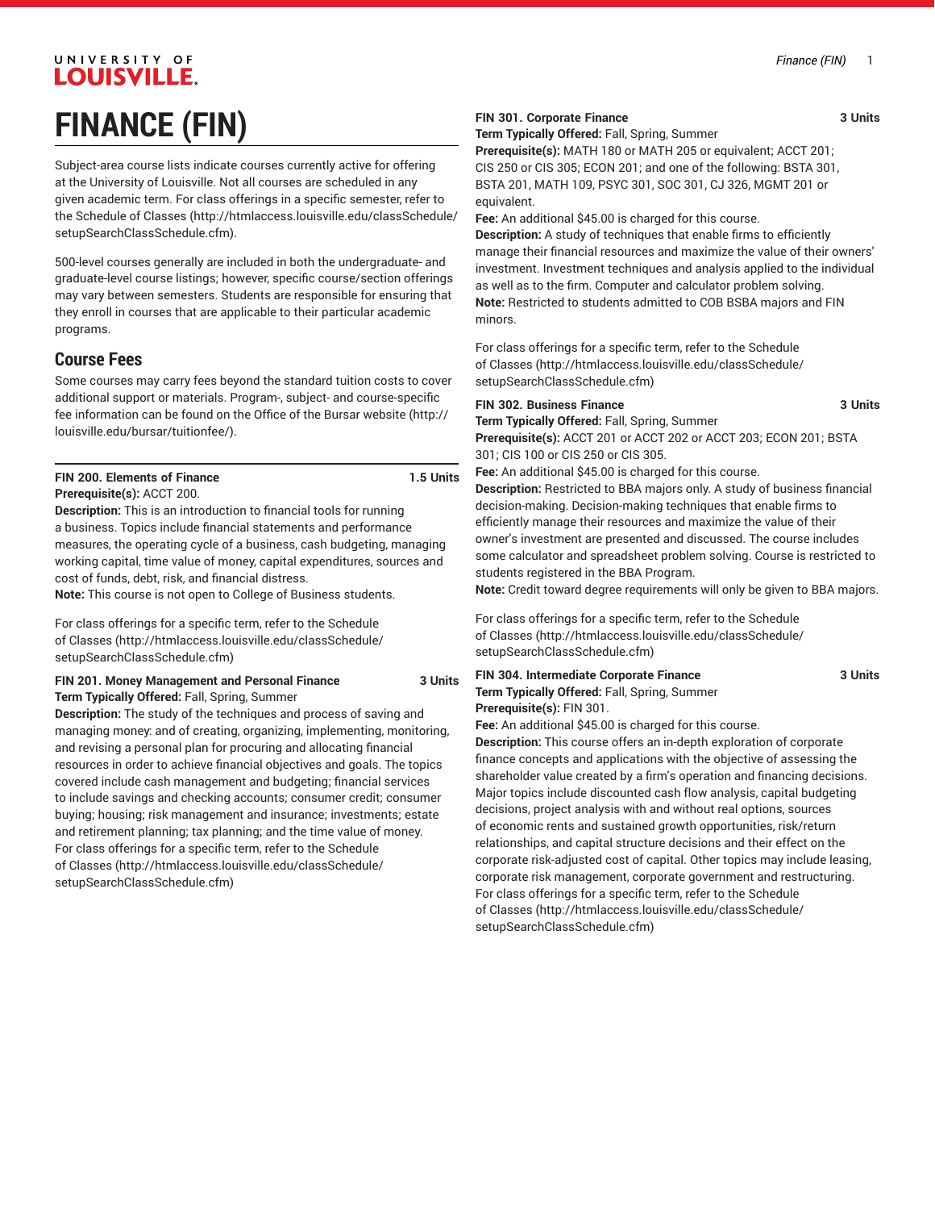# FINANCE (FIN)

Subject-area course lists indicate courses currently active for offering at the University of Louisville. Not all courses are scheduled in any given academic term. For class offerings in a specific semester, refer to the Schedule of Classes (http://htmlaccess.louisville.edu/classSchedule/setupSearchClassSchedule.cfm).

500-level courses generally are included in both the undergraduate- and graduate-level course listings; however, specific course/section offerings may vary between semesters. Students are responsible for ensuring that they enroll in courses that are applicable to their particular academic programs.

## Course Fees

Some courses may carry fees beyond the standard tuition costs to cover additional support or materials. Program-, subject- and course-specific fee information can be found on the Office of the Bursar website (http://louisville.edu/bursar/tuitionfee/).

**FIN 200. Elements of Finance** **1.5 Units**
**Prerequisite(s):** ACCT 200.
**Description:** This is an introduction to financial tools for running a business. Topics include financial statements and performance measures, the operating cycle of a business, cash budgeting, managing working capital, time value of money, capital expenditures, sources and cost of funds, debt, risk, and financial distress.
**Note:** This course is not open to College of Business students.

For class offerings for a specific term, refer to the Schedule of Classes (http://htmlaccess.louisville.edu/classSchedule/setupSearchClassSchedule.cfm)

**FIN 201. Money Management and Personal Finance** **3 Units**
**Term Typically Offered:** Fall, Spring, Summer
**Description:** The study of the techniques and process of saving and managing money: and of creating, organizing, implementing, monitoring, and revising a personal plan for procuring and allocating financial resources in order to achieve financial objectives and goals. The topics covered include cash management and budgeting; financial services to include savings and checking accounts; consumer credit; consumer buying; housing; risk management and insurance; investments; estate and retirement planning; tax planning; and the time value of money.
For class offerings for a specific term, refer to the Schedule of Classes (http://htmlaccess.louisville.edu/classSchedule/setupSearchClassSchedule.cfm)

**FIN 301. Corporate Finance** **3 Units**
**Term Typically Offered:** Fall, Spring, Summer
**Prerequisite(s):** MATH 180 or MATH 205 or equivalent; ACCT 201; CIS 250 or CIS 305; ECON 201; and one of the following: BSTA 301, BSTA 201, MATH 109, PSYC 301, SOC 301, CJ 326, MGMT 201 or equivalent.
**Fee:** An additional $45.00 is charged for this course.
**Description:** A study of techniques that enable firms to efficiently manage their financial resources and maximize the value of their owners' investment. Investment techniques and analysis applied to the individual as well as to the firm. Computer and calculator problem solving.
**Note:** Restricted to students admitted to COB BSBA majors and FIN minors.

For class offerings for a specific term, refer to the Schedule of Classes (http://htmlaccess.louisville.edu/classSchedule/setupSearchClassSchedule.cfm)

**FIN 302. Business Finance** **3 Units**
**Term Typically Offered:** Fall, Spring, Summer
**Prerequisite(s):** ACCT 201 or ACCT 202 or ACCT 203; ECON 201; BSTA 301; CIS 100 or CIS 250 or CIS 305.
**Fee:** An additional $45.00 is charged for this course.
**Description:** Restricted to BBA majors only. A study of business financial decision-making. Decision-making techniques that enable firms to efficiently manage their resources and maximize the value of their owner's investment are presented and discussed. The course includes some calculator and spreadsheet problem solving. Course is restricted to students registered in the BBA Program.
**Note:** Credit toward degree requirements will only be given to BBA majors.

For class offerings for a specific term, refer to the Schedule of Classes (http://htmlaccess.louisville.edu/classSchedule/setupSearchClassSchedule.cfm)

**FIN 304. Intermediate Corporate Finance** **3 Units**
**Term Typically Offered:** Fall, Spring, Summer
**Prerequisite(s):** FIN 301.
**Fee:** An additional $45.00 is charged for this course.
**Description:** This course offers an in-depth exploration of corporate finance concepts and applications with the objective of assessing the shareholder value created by a firm's operation and financing decisions. Major topics include discounted cash flow analysis, capital budgeting decisions, project analysis with and without real options, sources of economic rents and sustained growth opportunities, risk/return relationships, and capital structure decisions and their effect on the corporate risk-adjusted cost of capital. Other topics may include leasing, corporate risk management, corporate government and restructuring.
For class offerings for a specific term, refer to the Schedule of Classes (http://htmlaccess.louisville.edu/classSchedule/setupSearchClassSchedule.cfm)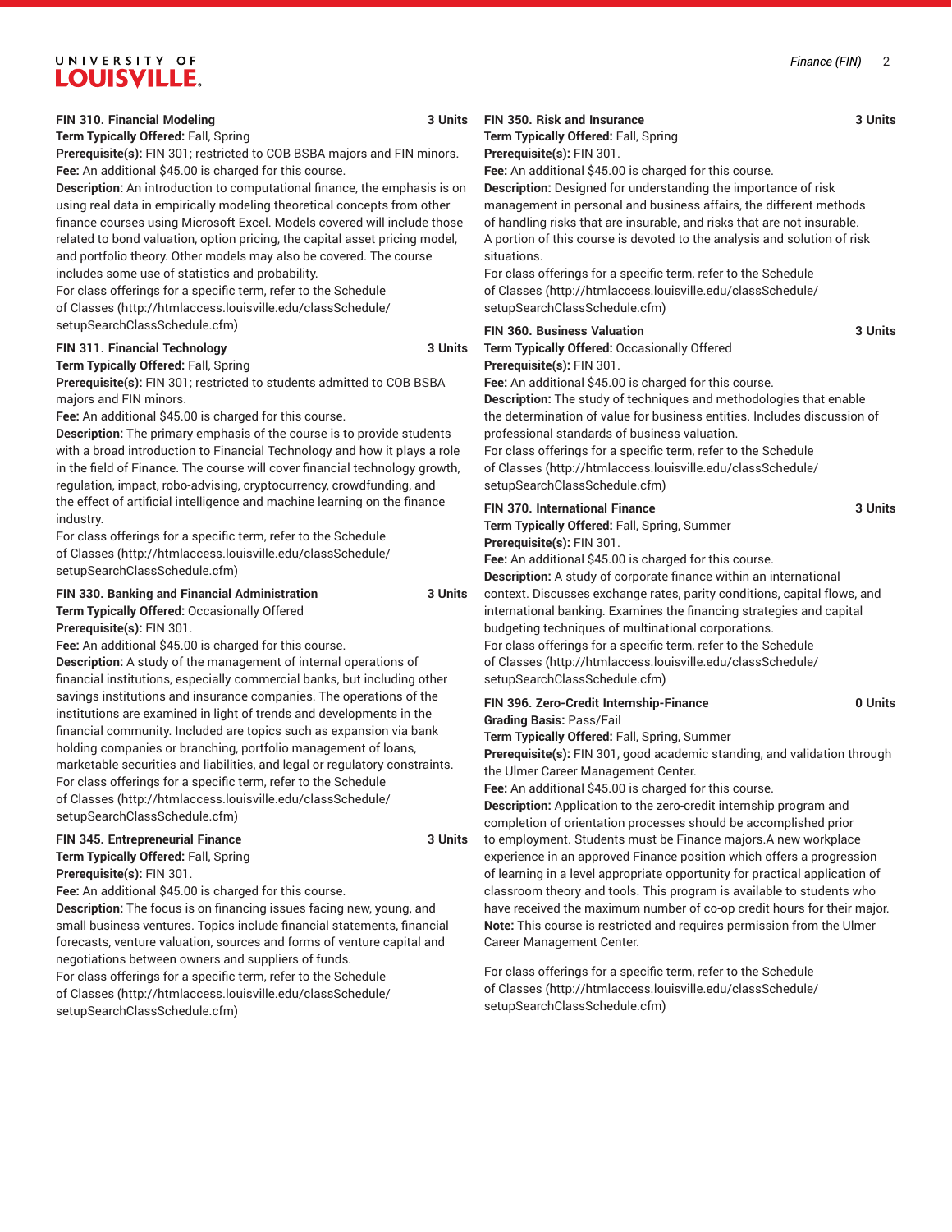**FIN 310. Financial Modeling** **3 Units**

**Term Typically Offered:** Fall, Spring

**Prerequisite(s):** FIN 301; restricted to COB BSBA majors and FIN minors.

**Fee:** An additional $45.00 is charged for this course.

**Description:** An introduction to computational finance, the emphasis is on using real data in empirically modeling theoretical concepts from other finance courses using Microsoft Excel. Models covered will include those related to bond valuation, option pricing, the capital asset pricing model, and portfolio theory. Other models may also be covered. The course includes some use of statistics and probability.

For class offerings for a specific term, refer to the Schedule of Classes (http://htmlaccess.louisville.edu/classSchedule/setupSearchClassSchedule.cfm)

**FIN 311. Financial Technology** **3 Units**

**Term Typically Offered:** Fall, Spring

**Prerequisite(s):** FIN 301; restricted to students admitted to COB BSBA majors and FIN minors.

**Fee:** An additional $45.00 is charged for this course.

**Description:** The primary emphasis of the course is to provide students with a broad introduction to Financial Technology and how it plays a role in the field of Finance. The course will cover financial technology growth, regulation, impact, robo-advising, cryptocurrency, crowdfunding, and the effect of artificial intelligence and machine learning on the finance industry.

For class offerings for a specific term, refer to the Schedule of Classes (http://htmlaccess.louisville.edu/classSchedule/setupSearchClassSchedule.cfm)

**FIN 330. Banking and Financial Administration** **3 Units**

**Term Typically Offered:** Occasionally Offered

**Prerequisite(s):** FIN 301.

**Fee:** An additional $45.00 is charged for this course.

**Description:** A study of the management of internal operations of financial institutions, especially commercial banks, but including other savings institutions and insurance companies. The operations of the institutions are examined in light of trends and developments in the financial community. Included are topics such as expansion via bank holding companies or branching, portfolio management of loans, marketable securities and liabilities, and legal or regulatory constraints.

For class offerings for a specific term, refer to the Schedule of Classes (http://htmlaccess.louisville.edu/classSchedule/setupSearchClassSchedule.cfm)

**FIN 345. Entrepreneurial Finance** **3 Units**

**Term Typically Offered:** Fall, Spring

**Prerequisite(s):** FIN 301.

**Fee:** An additional $45.00 is charged for this course.

**Description:** The focus is on financing issues facing new, young, and small business ventures. Topics include financial statements, financial forecasts, venture valuation, sources and forms of venture capital and negotiations between owners and suppliers of funds.

For class offerings for a specific term, refer to the Schedule of Classes (http://htmlaccess.louisville.edu/classSchedule/setupSearchClassSchedule.cfm)

**FIN 350. Risk and Insurance** **3 Units**

**Term Typically Offered:** Fall, Spring

**Prerequisite(s):** FIN 301.

**Fee:** An additional $45.00 is charged for this course.

**Description:** Designed for understanding the importance of risk management in personal and business affairs, the different methods of handling risks that are insurable, and risks that are not insurable. A portion of this course is devoted to the analysis and solution of risk situations.

For class offerings for a specific term, refer to the Schedule of Classes (http://htmlaccess.louisville.edu/classSchedule/setupSearchClassSchedule.cfm)

**FIN 360. Business Valuation** **3 Units**

**Term Typically Offered:** Occasionally Offered

**Prerequisite(s):** FIN 301.

**Fee:** An additional $45.00 is charged for this course.

**Description:** The study of techniques and methodologies that enable the determination of value for business entities. Includes discussion of professional standards of business valuation.

For class offerings for a specific term, refer to the Schedule of Classes (http://htmlaccess.louisville.edu/classSchedule/setupSearchClassSchedule.cfm)

**FIN 370. International Finance** **3 Units**

**Term Typically Offered:** Fall, Spring, Summer

**Prerequisite(s):** FIN 301.

**Fee:** An additional $45.00 is charged for this course.

**Description:** A study of corporate finance within an international context. Discusses exchange rates, parity conditions, capital flows, and international banking. Examines the financing strategies and capital budgeting techniques of multinational corporations.

For class offerings for a specific term, refer to the Schedule of Classes (http://htmlaccess.louisville.edu/classSchedule/setupSearchClassSchedule.cfm)

**FIN 396. Zero-Credit Internship-Finance** **0 Units**

**Grading Basis:** Pass/Fail

**Term Typically Offered:** Fall, Spring, Summer

**Prerequisite(s):** FIN 301, good academic standing, and validation through the Ulmer Career Management Center.

**Fee:** An additional $45.00 is charged for this course.

**Description:** Application to the zero-credit internship program and completion of orientation processes should be accomplished prior to employment. Students must be Finance majors.A new workplace experience in an approved Finance position which offers a progression of learning in a level appropriate opportunity for practical application of classroom theory and tools. This program is available to students who have received the maximum number of co-op credit hours for their major.

**Note:** This course is restricted and requires permission from the Ulmer Career Management Center.

For class offerings for a specific term, refer to the Schedule of Classes (http://htmlaccess.louisville.edu/classSchedule/setupSearchClassSchedule.cfm)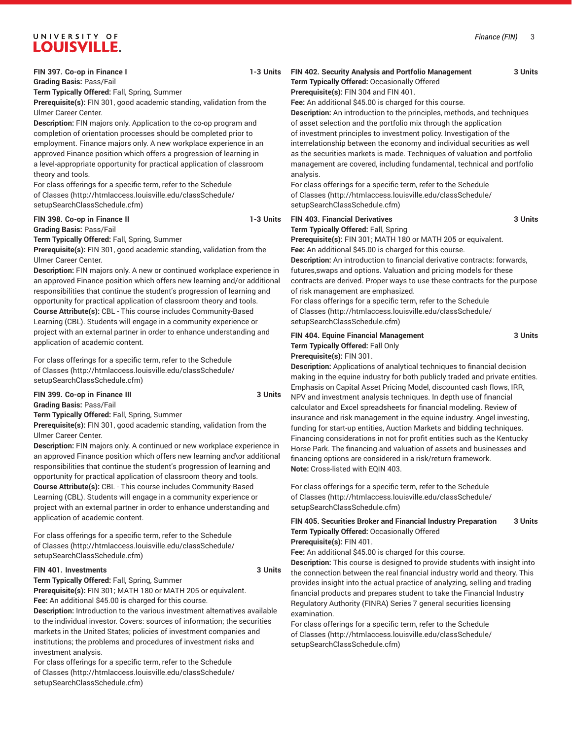**FIN 397. Co-op in Finance I** 1-3 Units

**Grading Basis:** Pass/Fail

**Term Typically Offered:** Fall, Spring, Summer

**Prerequisite(s):** FIN 301, good academic standing, validation from the Ulmer Career Center.

**Description:** FIN majors only. Application to the co-op program and completion of orientation processes should be completed prior to employment. Finance majors only. A new workplace experience in an approved Finance position which offers a progression of learning in a level-appropriate opportunity for practical application of classroom theory and tools.

For class offerings for a specific term, refer to the Schedule of Classes (http://htmlaccess.louisville.edu/classSchedule/setupSearchClassSchedule.cfm)

**FIN 398. Co-op in Finance II** 1-3 Units

**Grading Basis:** Pass/Fail

**Term Typically Offered:** Fall, Spring, Summer

**Prerequisite(s):** FIN 301, good academic standing, validation from the Ulmer Career Center.

**Description:** FIN majors only. A new or continued workplace experience in an approved Finance position which offers new learning and/or additional responsibilities that continue the student's progression of learning and opportunity for practical application of classroom theory and tools.

**Course Attribute(s):** CBL - This course includes Community-Based Learning (CBL). Students will engage in a community experience or project with an external partner in order to enhance understanding and application of academic content.

For class offerings for a specific term, refer to the Schedule of Classes (http://htmlaccess.louisville.edu/classSchedule/setupSearchClassSchedule.cfm)

**FIN 399. Co-op in Finance III** 3 Units

**Grading Basis:** Pass/Fail

**Term Typically Offered:** Fall, Spring, Summer

**Prerequisite(s):** FIN 301, good academic standing, validation from the Ulmer Career Center.

**Description:** FIN majors only. A continued or new workplace experience in an approved Finance position which offers new learning and\or additional responsibilities that continue the student's progression of learning and opportunity for practical application of classroom theory and tools.

**Course Attribute(s):** CBL - This course includes Community-Based Learning (CBL). Students will engage in a community experience or project with an external partner in order to enhance understanding and application of academic content.

For class offerings for a specific term, refer to the Schedule of Classes (http://htmlaccess.louisville.edu/classSchedule/setupSearchClassSchedule.cfm)

**FIN 401. Investments** 3 Units

**Term Typically Offered:** Fall, Spring, Summer

**Prerequisite(s):** FIN 301; MATH 180 or MATH 205 or equivalent.

**Fee:** An additional $45.00 is charged for this course.

**Description:** Introduction to the various investment alternatives available to the individual investor. Covers: sources of information; the securities markets in the United States; policies of investment companies and institutions; the problems and procedures of investment risks and investment analysis.

For class offerings for a specific term, refer to the Schedule of Classes (http://htmlaccess.louisville.edu/classSchedule/setupSearchClassSchedule.cfm)

**FIN 402. Security Analysis and Portfolio Management** 3 Units

**Term Typically Offered:** Occasionally Offered

**Prerequisite(s):** FIN 304 and FIN 401.

**Fee:** An additional $45.00 is charged for this course.

**Description:** An introduction to the principles, methods, and techniques of asset selection and the portfolio mix through the application of investment principles to investment policy. Investigation of the interrelationship between the economy and individual securities as well as the securities markets is made. Techniques of valuation and portfolio management are covered, including fundamental, technical and portfolio analysis.

For class offerings for a specific term, refer to the Schedule of Classes (http://htmlaccess.louisville.edu/classSchedule/setupSearchClassSchedule.cfm)

**FIN 403. Financial Derivatives** 3 Units

**Term Typically Offered:** Fall, Spring

**Prerequisite(s):** FIN 301; MATH 180 or MATH 205 or equivalent.

**Fee:** An additional $45.00 is charged for this course.

**Description:** An introduction to financial derivative contracts: forwards, futures,swaps and options. Valuation and pricing models for these contracts are derived. Proper ways to use these contracts for the purpose of risk management are emphasized.

For class offerings for a specific term, refer to the Schedule of Classes (http://htmlaccess.louisville.edu/classSchedule/setupSearchClassSchedule.cfm)

**FIN 404. Equine Financial Management** 3 Units

**Term Typically Offered:** Fall Only

**Prerequisite(s):** FIN 301.

**Description:** Applications of analytical techniques to financial decision making in the equine industry for both publicly traded and private entities. Emphasis on Capital Asset Pricing Model, discounted cash flows, IRR, NPV and investment analysis techniques. In depth use of financial calculator and Excel spreadsheets for financial modeling. Review of insurance and risk management in the equine industry. Angel investing, funding for start-up entities, Auction Markets and bidding techniques. Financing considerations in not for profit entities such as the Kentucky Horse Park. The financing and valuation of assets and businesses and financing options are considered in a risk/return framework.

**Note:** Cross-listed with EQIN 403.

For class offerings for a specific term, refer to the Schedule of Classes (http://htmlaccess.louisville.edu/classSchedule/setupSearchClassSchedule.cfm)

**FIN 405. Securities Broker and Financial Industry Preparation** 3 Units

**Term Typically Offered:** Occasionally Offered

**Prerequisite(s):** FIN 401.

**Fee:** An additional $45.00 is charged for this course.

**Description:** This course is designed to provide students with insight into the connection between the real financial industry world and theory. This provides insight into the actual practice of analyzing, selling and trading financial products and prepares student to take the Financial Industry Regulatory Authority (FINRA) Series 7 general securities licensing examination.

For class offerings for a specific term, refer to the Schedule of Classes (http://htmlaccess.louisville.edu/classSchedule/setupSearchClassSchedule.cfm)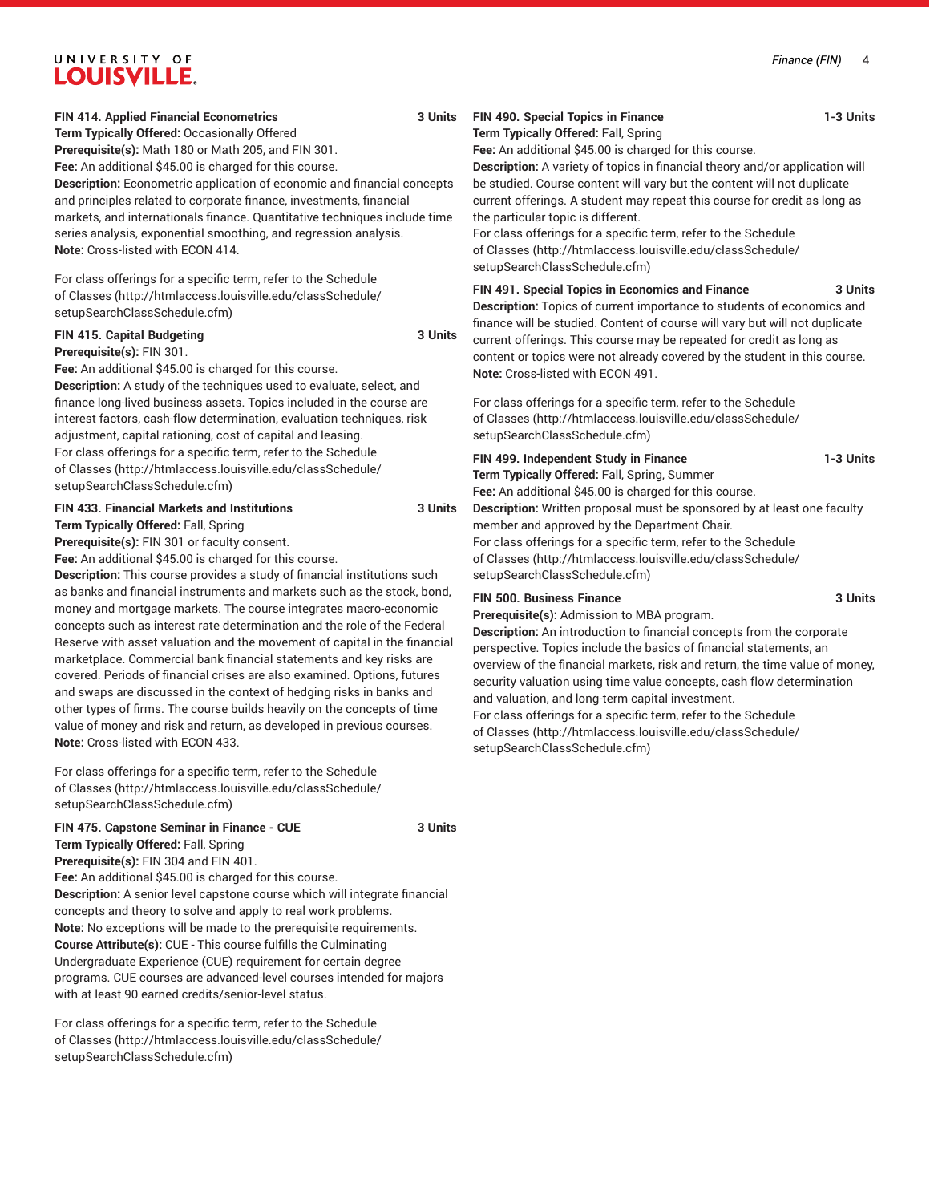**FIN 414. Applied Financial Econometrics** **3 Units**
**Term Typically Offered:** Occasionally Offered
**Prerequisite(s):** Math 180 or Math 205, and FIN 301.
**Fee:** An additional $45.00 is charged for this course.
**Description:** Econometric application of economic and financial concepts and principles related to corporate finance, investments, financial markets, and internationals finance. Quantitative techniques include time series analysis, exponential smoothing, and regression analysis.
**Note:** Cross-listed with ECON 414.

For class offerings for a specific term, refer to the Schedule of Classes (http://htmlaccess.louisville.edu/classSchedule/setupSearchClassSchedule.cfm)

**FIN 415. Capital Budgeting** **3 Units**
**Prerequisite(s):** FIN 301.
**Fee:** An additional $45.00 is charged for this course.
**Description:** A study of the techniques used to evaluate, select, and finance long-lived business assets. Topics included in the course are interest factors, cash-flow determination, evaluation techniques, risk adjustment, capital rationing, cost of capital and leasing.
For class offerings for a specific term, refer to the Schedule of Classes (http://htmlaccess.louisville.edu/classSchedule/setupSearchClassSchedule.cfm)

**FIN 433. Financial Markets and Institutions** **3 Units**
**Term Typically Offered:** Fall, Spring
**Prerequisite(s):** FIN 301 or faculty consent.
**Fee:** An additional $45.00 is charged for this course.
**Description:** This course provides a study of financial institutions such as banks and financial instruments and markets such as the stock, bond, money and mortgage markets. The course integrates macro-economic concepts such as interest rate determination and the role of the Federal Reserve with asset valuation and the movement of capital in the financial marketplace. Commercial bank financial statements and key risks are covered. Periods of financial crises are also examined. Options, futures and swaps are discussed in the context of hedging risks in banks and other types of firms. The course builds heavily on the concepts of time value of money and risk and return, as developed in previous courses.
**Note:** Cross-listed with ECON 433.

For class offerings for a specific term, refer to the Schedule of Classes (http://htmlaccess.louisville.edu/classSchedule/setupSearchClassSchedule.cfm)

**FIN 475. Capstone Seminar in Finance - CUE** **3 Units**
**Term Typically Offered:** Fall, Spring
**Prerequisite(s):** FIN 304 and FIN 401.
**Fee:** An additional $45.00 is charged for this course.
**Description:** A senior level capstone course which will integrate financial concepts and theory to solve and apply to real work problems.
**Note:** No exceptions will be made to the prerequisite requirements.
**Course Attribute(s):** CUE - This course fulfills the Culminating Undergraduate Experience (CUE) requirement for certain degree programs. CUE courses are advanced-level courses intended for majors with at least 90 earned credits/senior-level status.

For class offerings for a specific term, refer to the Schedule of Classes (http://htmlaccess.louisville.edu/classSchedule/setupSearchClassSchedule.cfm)

**FIN 490. Special Topics in Finance** **1-3 Units**
**Term Typically Offered:** Fall, Spring
**Fee:** An additional $45.00 is charged for this course.
**Description:** A variety of topics in financial theory and/or application will be studied. Course content will vary but the content will not duplicate current offerings. A student may repeat this course for credit as long as the particular topic is different.
For class offerings for a specific term, refer to the Schedule of Classes (http://htmlaccess.louisville.edu/classSchedule/setupSearchClassSchedule.cfm)

**FIN 491. Special Topics in Economics and Finance** **3 Units**
**Description:** Topics of current importance to students of economics and finance will be studied. Content of course will vary but will not duplicate current offerings. This course may be repeated for credit as long as content or topics were not already covered by the student in this course.
**Note:** Cross-listed with ECON 491.

For class offerings for a specific term, refer to the Schedule of Classes (http://htmlaccess.louisville.edu/classSchedule/setupSearchClassSchedule.cfm)

**FIN 499. Independent Study in Finance** **1-3 Units**
**Term Typically Offered:** Fall, Spring, Summer
**Fee:** An additional $45.00 is charged for this course.
**Description:** Written proposal must be sponsored by at least one faculty member and approved by the Department Chair.
For class offerings for a specific term, refer to the Schedule of Classes (http://htmlaccess.louisville.edu/classSchedule/setupSearchClassSchedule.cfm)

**FIN 500. Business Finance** **3 Units**
**Prerequisite(s):** Admission to MBA program.
**Description:** An introduction to financial concepts from the corporate perspective. Topics include the basics of financial statements, an overview of the financial markets, risk and return, the time value of money, security valuation using time value concepts, cash flow determination and valuation, and long-term capital investment.
For class offerings for a specific term, refer to the Schedule of Classes (http://htmlaccess.louisville.edu/classSchedule/setupSearchClassSchedule.cfm)